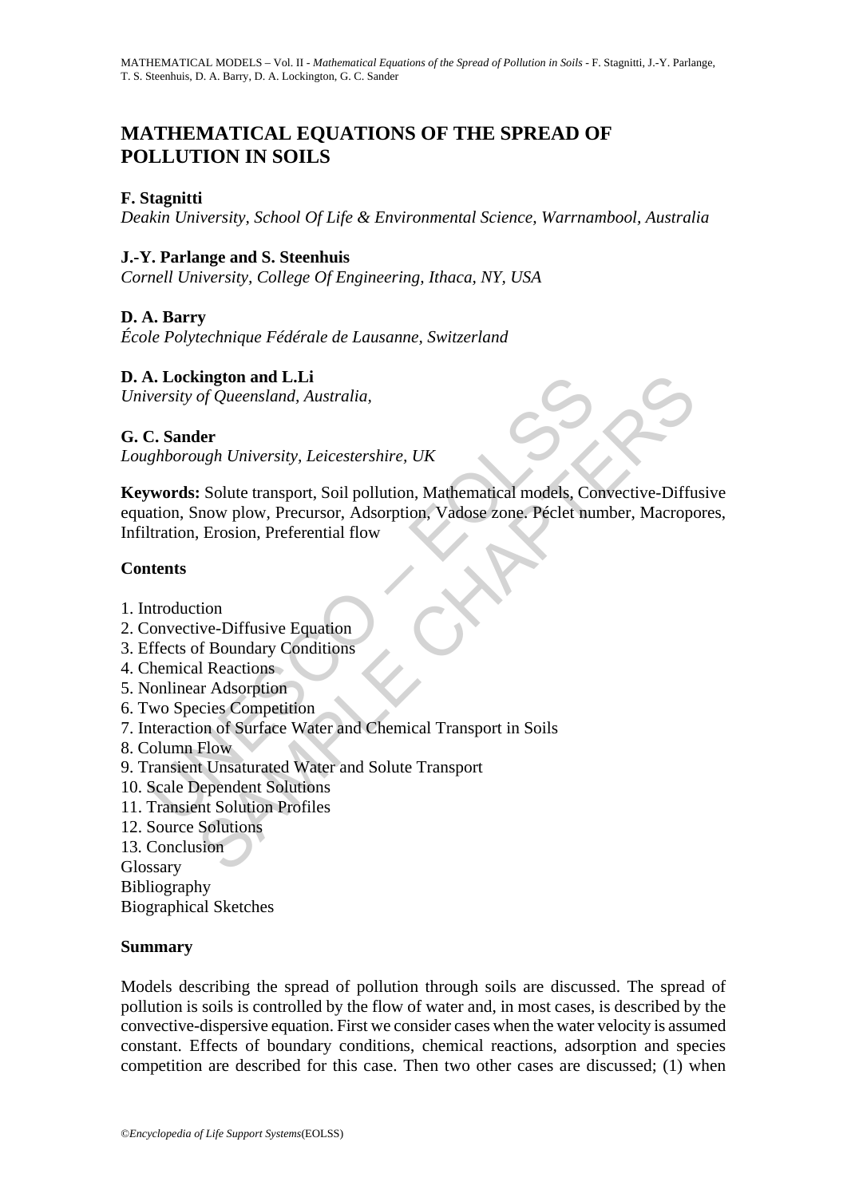# MATHEMATICAL EQUATIONS OF THE SPREAD OF POLLUTION IN SOILS

**F. Stagnitti**

*Deakin University, School Of Life & Environmental Science, Warrnambool, Australia*

**J.-Y. Parlange and S. Steenhuis**

*Cornell University, College Of Engineering, Ithaca, NY, USA*

**D. A. Barry**

*École Polytechnique Fédérale de Lausanne, Switzerland*

**D. A. Lockington and L.Li**

*University of Queensland, Australia,*

**G. C. Sander**

*Loughborough University, Leicestershire, UK*

**Keywords:** Solute transport, Soil pollution, Mathematical models, Convective-Diffusive equation, Snow plow, Precursor, Adsorption, Vadose zone. Péclet number, Macropores, Infiltration, Erosion, Preferential flow

## Contents

1. Introduction
2. Convective-Diffusive Equation
3. Effects of Boundary Conditions
4. Chemical Reactions
5. Nonlinear Adsorption
6. Two Species Competition
7. Interaction of Surface Water and Chemical Transport in Soils
8. Column Flow
9. Transient Unsaturated Water and Solute Transport
10. Scale Dependent Solutions
11. Transient Solution Profiles
12. Source Solutions
13. Conclusion

Glossary

Bibliography

Biographical Sketches

## Summary

Models describing the spread of pollution through soils are discussed. The spread of pollution is soils is controlled by the flow of water and, in most cases, is described by the convective-dispersive equation. First we consider cases when the water velocity is assumed constant. Effects of boundary conditions, chemical reactions, adsorption and species competition are described for this case. Then two other cases are discussed; (1) when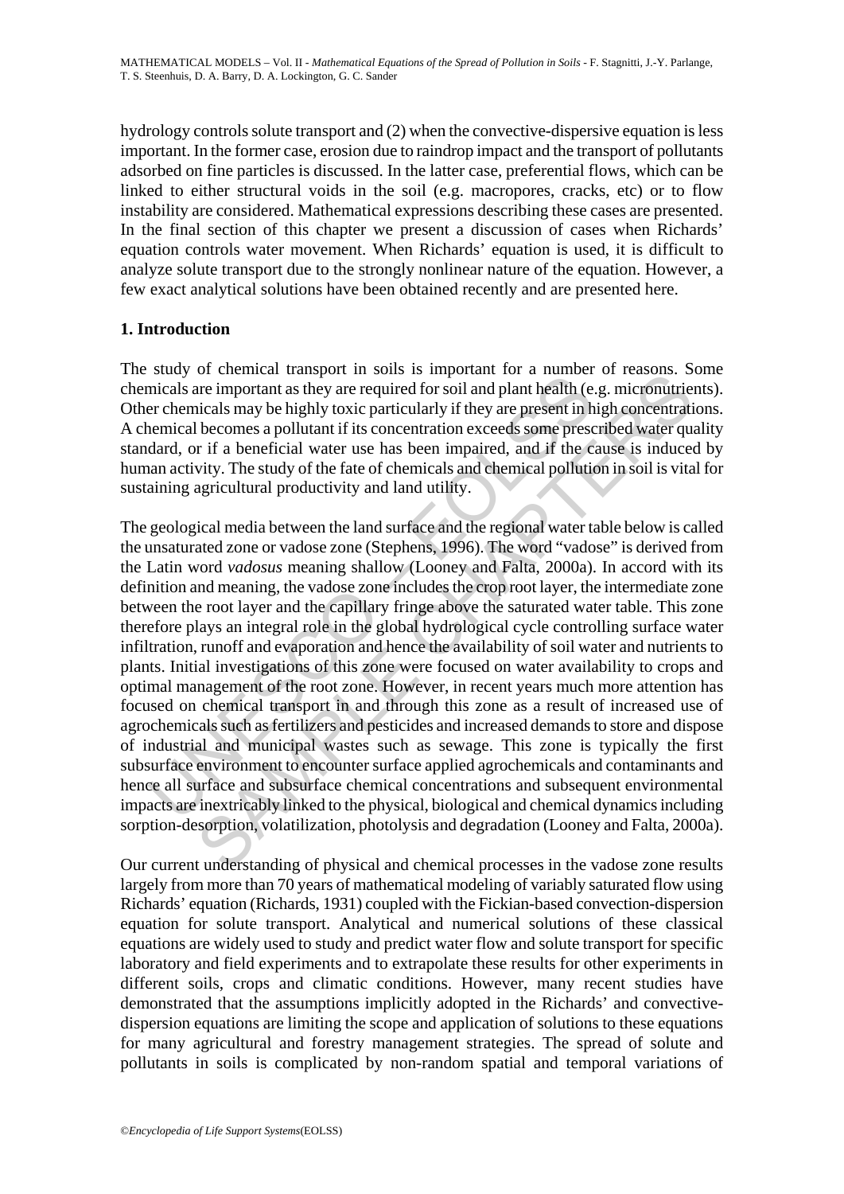hydrology controls solute transport and (2) when the convective-dispersive equation is less important. In the former case, erosion due to raindrop impact and the transport of pollutants adsorbed on fine particles is discussed. In the latter case, preferential flows, which can be linked to either structural voids in the soil (e.g. macropores, cracks, etc) or to flow instability are considered. Mathematical expressions describing these cases are presented. In the final section of this chapter we present a discussion of cases when Richards' equation controls water movement. When Richards' equation is used, it is difficult to analyze solute transport due to the strongly nonlinear nature of the equation. However, a few exact analytical solutions have been obtained recently and are presented here.

## 1. Introduction

The study of chemical transport in soils is important for a number of reasons. Some chemicals are important as they are required for soil and plant health (e.g. micronutrients). Other chemicals may be highly toxic particularly if they are present in high concentrations. A chemical becomes a pollutant if its concentration exceeds some prescribed water quality standard, or if a beneficial water use has been impaired, and if the cause is induced by human activity. The study of the fate of chemicals and chemical pollution in soil is vital for sustaining agricultural productivity and land utility.

The geological media between the land surface and the regional water table below is called the unsaturated zone or vadose zone (Stephens, 1996). The word "vadose" is derived from the Latin word *vadosus* meaning shallow (Looney and Falta, 2000a). In accord with its definition and meaning, the vadose zone includes the crop root layer, the intermediate zone between the root layer and the capillary fringe above the saturated water table. This zone therefore plays an integral role in the global hydrological cycle controlling surface water infiltration, runoff and evaporation and hence the availability of soil water and nutrients to plants. Initial investigations of this zone were focused on water availability to crops and optimal management of the root zone. However, in recent years much more attention has focused on chemical transport in and through this zone as a result of increased use of agrochemicals such as fertilizers and pesticides and increased demands to store and dispose of industrial and municipal wastes such as sewage. This zone is typically the first subsurface environment to encounter surface applied agrochemicals and contaminants and hence all surface and subsurface chemical concentrations and subsequent environmental impacts are inextricably linked to the physical, biological and chemical dynamics including sorption-desorption, volatilization, photolysis and degradation (Looney and Falta, 2000a).

Our current understanding of physical and chemical processes in the vadose zone results largely from more than 70 years of mathematical modeling of variably saturated flow using Richards' equation (Richards, 1931) coupled with the Fickian-based convection-dispersion equation for solute transport. Analytical and numerical solutions of these classical equations are widely used to study and predict water flow and solute transport for specific laboratory and field experiments and to extrapolate these results for other experiments in different soils, crops and climatic conditions. However, many recent studies have demonstrated that the assumptions implicitly adopted in the Richards' and convective-dispersion equations are limiting the scope and application of solutions to these equations for many agricultural and forestry management strategies. The spread of solute and pollutants in soils is complicated by non-random spatial and temporal variations of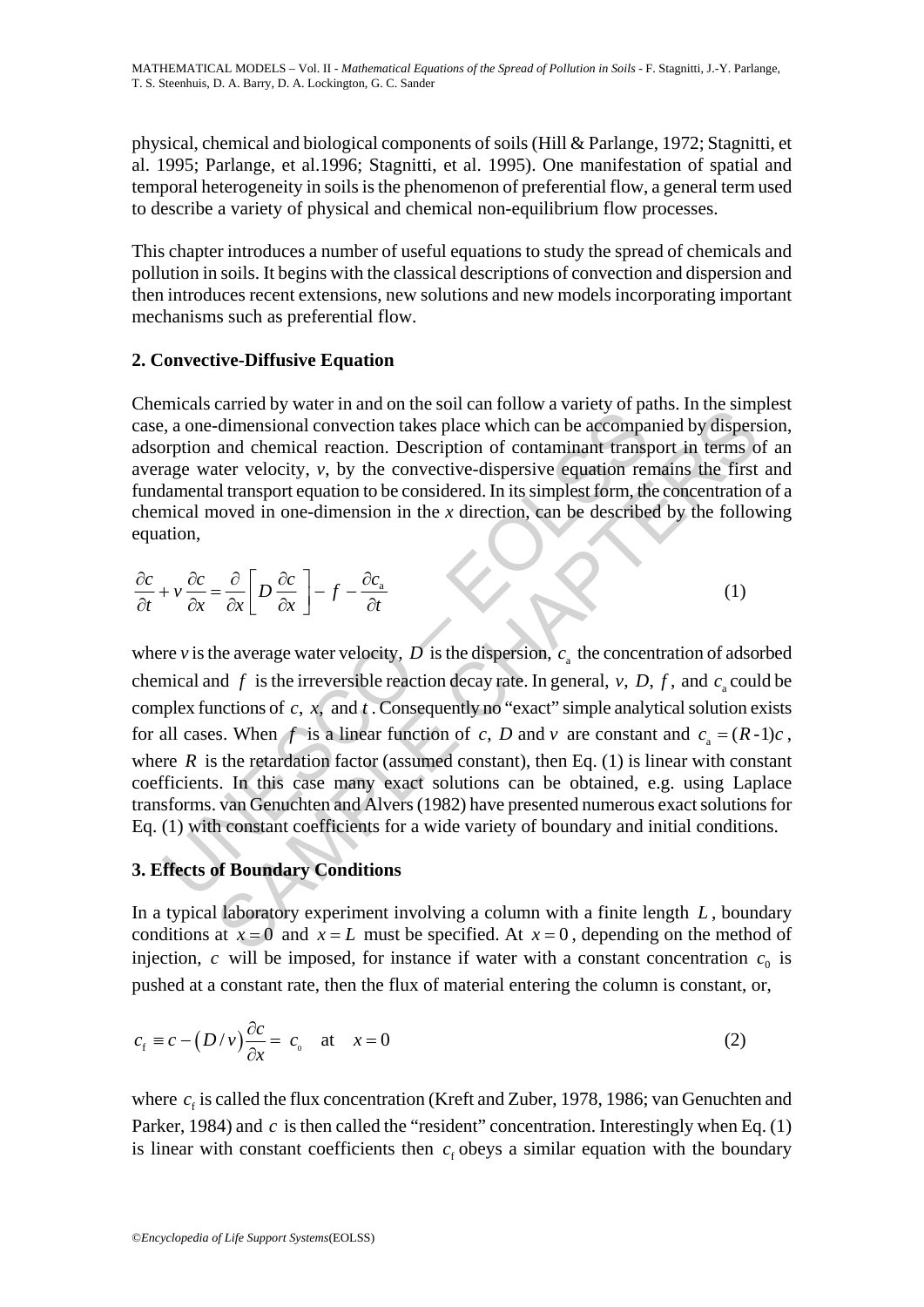physical, chemical and biological components of soils (Hill & Parlange, 1972; Stagnitti, et al. 1995; Parlange, et al.1996; Stagnitti, et al. 1995). One manifestation of spatial and temporal heterogeneity in soils is the phenomenon of preferential flow, a general term used to describe a variety of physical and chemical non-equilibrium flow processes.

This chapter introduces a number of useful equations to study the spread of chemicals and pollution in soils. It begins with the classical descriptions of convection and dispersion and then introduces recent extensions, new solutions and new models incorporating important mechanisms such as preferential flow.

## 2. Convective-Diffusive Equation

Chemicals carried by water in and on the soil can follow a variety of paths. In the simplest case, a one-dimensional convection takes place which can be accompanied by dispersion, adsorption and chemical reaction. Description of contaminant transport in terms of an average water velocity, $v$, by the convective-dispersive equation remains the first and fundamental transport equation to be considered. In its simplest form, the concentration of a chemical moved in one-dimension in the $x$ direction, can be described by the following equation,

$$\frac{\partial c}{\partial t} + v\frac{\partial c}{\partial x} = \frac{\partial}{\partial x}\left[ D\frac{\partial c}{\partial x} \right] - f - \frac{\partial c_{\text{a}}}{\partial t} \tag{1}$$

where $v$ is the average water velocity, $D$ is the dispersion, $c_{\text{a}}$ the concentration of adsorbed chemical and $f$ is the irreversible reaction decay rate. In general, $v$, $D$, $f$, and $c_{\text{a}}$ could be complex functions of $c$, $x$, and $t$. Consequently no "exact" simple analytical solution exists for all cases. When $f$ is a linear function of $c$, $D$ and $v$ are constant and $c_{\text{a}} = (R\text{-}1)c$, where $R$ is the retardation factor (assumed constant), then Eq. (1) is linear with constant coefficients. In this case many exact solutions can be obtained, e.g. using Laplace transforms. van Genuchten and Alvers (1982) have presented numerous exact solutions for Eq. (1) with constant coefficients for a wide variety of boundary and initial conditions.

## 3. Effects of Boundary Conditions

In a typical laboratory experiment involving a column with a finite length $L$, boundary conditions at $x = 0$ and $x = L$ must be specified. At $x = 0$, depending on the method of injection, $c$ will be imposed, for instance if water with a constant concentration $c_0$ is pushed at a constant rate, then the flux of material entering the column is constant, or,

$$c_{\text{f}} \equiv c - \left(D/v\right)\frac{\partial c}{\partial x} = c_0 \quad \text{at} \quad x = 0 \tag{2}$$

where $c_{\text{f}}$ is called the flux concentration (Kreft and Zuber, 1978, 1986; van Genuchten and Parker, 1984) and $c$ is then called the "resident" concentration. Interestingly when Eq. (1) is linear with constant coefficients then $c_{\text{f}}$ obeys a similar equation with the boundary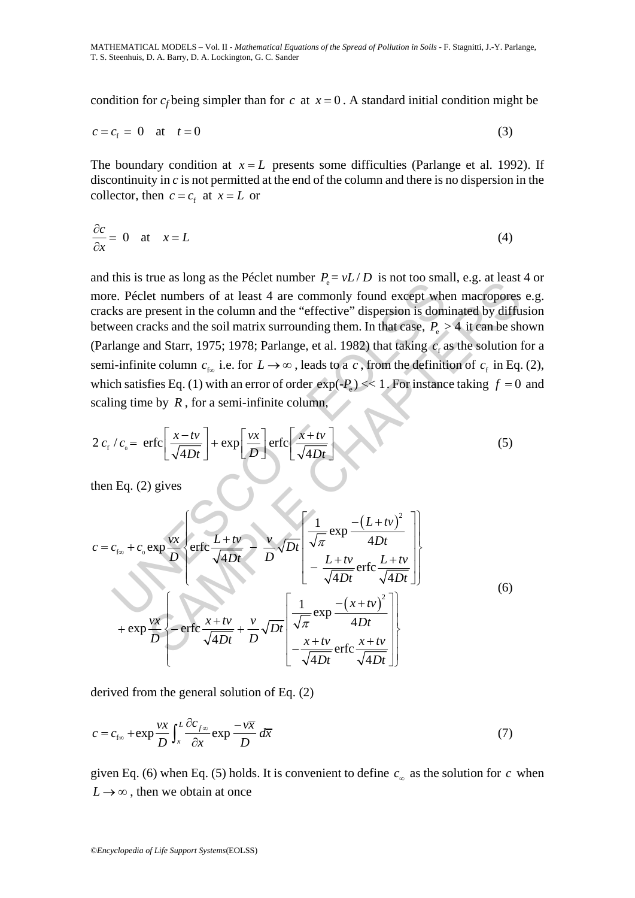condition for $c_f$ being simpler than for $c$ at $x = 0$. A standard initial condition might be

$$c = c_{\mathrm{f}} = 0 \quad \text{at} \quad t = 0 \tag{3}$$

The boundary condition at $x = L$ presents some difficulties (Parlange et al. 1992). If discontinuity in $c$ is not permitted at the end of the column and there is no dispersion in the collector, then $c = c_{\mathrm{f}}$ at $x = L$ or

$$\frac{\partial c}{\partial x} = 0 \quad \text{at} \quad x = L \tag{4}$$

and this is true as long as the Péclet number $P_{\mathrm{e}} = vL/D$ is not too small, e.g. at least 4 or more. Péclet numbers of at least 4 are commonly found except when macropores e.g. cracks are present in the column and the "effective" dispersion is dominated by diffusion between cracks and the soil matrix surrounding them. In that case, $P_{\mathrm{e}} > 4$ it can be shown (Parlange and Starr, 1975; 1978; Parlange, et al. 1982) that taking $c_{\mathrm{f}}$ as the solution for a semi-infinite column $c_{\mathrm{f}\infty}$ i.e. for $L \to \infty$, leads to a $c$, from the definition of $c_{\mathrm{f}}$ in Eq. (2), which satisfies Eq. (1) with an error of order $\exp(-P_{\mathrm{e}}) \ll 1$. For instance taking $f = 0$ and scaling time by $R$, for a semi-infinite column,

$$2\, c_{\mathrm{f}} / c_{0} = \operatorname{erfc}\left[\frac{x - tv}{\sqrt{4Dt}}\right] + \exp\left[\frac{vx}{D}\right] \operatorname{erfc}\left[\frac{x + tv}{\sqrt{4Dt}}\right] \tag{5}$$

then Eq. (2) gives

$$\begin{aligned} c = c_{\mathrm{f}\infty} &+ c_{0} \exp\frac{vx}{D}\left\{\operatorname{erfc}\frac{L+tv}{\sqrt{4Dt}} - \frac{v}{D}\sqrt{Dt}\left[\begin{array}{l}\dfrac{1}{\sqrt{\pi}}\exp\dfrac{-(L+tv)^{2}}{4Dt} \\ -\dfrac{L+tv}{\sqrt{4Dt}}\operatorname{erfc}\dfrac{L+tv}{\sqrt{4Dt}}\end{array}\right]\right\} \\ &+ \exp\frac{vx}{D}\left\{-\operatorname{erfc}\frac{x+tv}{\sqrt{4Dt}} + \frac{v}{D}\sqrt{Dt}\left[\begin{array}{l}\dfrac{1}{\sqrt{\pi}}\exp\dfrac{-(x+tv)^{2}}{4Dt} \\ -\dfrac{x+tv}{\sqrt{4Dt}}\operatorname{erfc}\dfrac{x+tv}{\sqrt{4Dt}}\end{array}\right]\right\} \end{aligned} \tag{6}$$

derived from the general solution of Eq. (2)

$$c = c_{\mathrm{f}\infty} + \exp\frac{vx}{D}\int_{x}^{L}\frac{\partial c_{f\infty}}{\partial x}\exp\frac{-v\overline{x}}{D}\, d\overline{x} \tag{7}$$

given Eq. (6) when Eq. (5) holds. It is convenient to define $c_{\infty}$ as the solution for $c$ when $L \to \infty$, then we obtain at once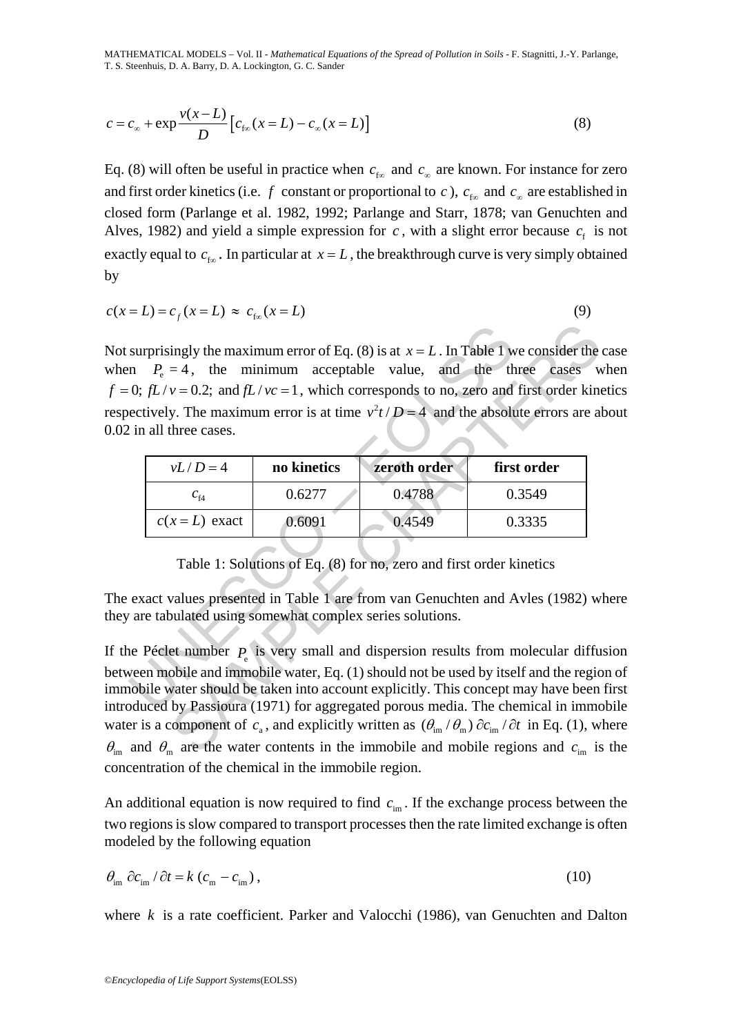$$c = c_\infty + \exp\frac{v(x-L)}{D}\left[c_{f\infty}(x=L) - c_\infty(x=L)\right] \tag{8}$$

Eq. (8) will often be useful in practice when $c_{f\infty}$ and $c_\infty$ are known. For instance for zero and first order kinetics (i.e. $f$ constant or proportional to $c$), $c_{f\infty}$ and $c_\infty$ are established in closed form (Parlange et al. 1982, 1992; Parlange and Starr, 1878; van Genuchten and Alves, 1982) and yield a simple expression for $c$, with a slight error because $c_f$ is not exactly equal to $c_{f\infty}$. In particular at $x = L$, the breakthrough curve is very simply obtained by

$$c(x=L) = c_f(x=L) \approx c_{f\infty}(x=L) \tag{9}$$

Not surprisingly the maximum error of Eq. (8) is at $x = L$. In Table 1 we consider the case when $P_e = 4$, the minimum acceptable value, and the three cases when $f = 0$; $fL/v = 0.2$; and $fL/vc = 1$, which corresponds to no, zero and first order kinetics respectively. The maximum error is at time $v^2t/D = 4$ and the absolute errors are about 0.02 in all three cases.

| $vL/D = 4$ | no kinetics | zeroth order | first order |
|---|---|---|---|
| $c_{f4}$ | 0.6277 | 0.4788 | 0.3549 |
| $c(x=L)$ exact | 0.6091 | 0.4549 | 0.3335 |

Table 1: Solutions of Eq. (8) for no, zero and first order kinetics

The exact values presented in Table 1 are from van Genuchten and Avles (1982) where they are tabulated using somewhat complex series solutions.

If the Péclet number $P_e$ is very small and dispersion results from molecular diffusion between mobile and immobile water, Eq. (1) should not be used by itself and the region of immobile water should be taken into account explicitly. This concept may have been first introduced by Passioura (1971) for aggregated porous media. The chemical in immobile water is a component of $c_a$, and explicitly written as $(\theta_{im}/\theta_m)\,\partial c_{im}/\partial t$ in Eq. (1), where $\theta_{im}$ and $\theta_m$ are the water contents in the immobile and mobile regions and $c_{im}$ is the concentration of the chemical in the immobile region.

An additional equation is now required to find $c_{im}$. If the exchange process between the two regions is slow compared to transport processes then the rate limited exchange is often modeled by the following equation

$$\theta_{im}\,\partial c_{im}/\partial t = k\,(c_m - c_{im}), \tag{10}$$

where $k$ is a rate coefficient. Parker and Valocchi (1986), van Genuchten and Dalton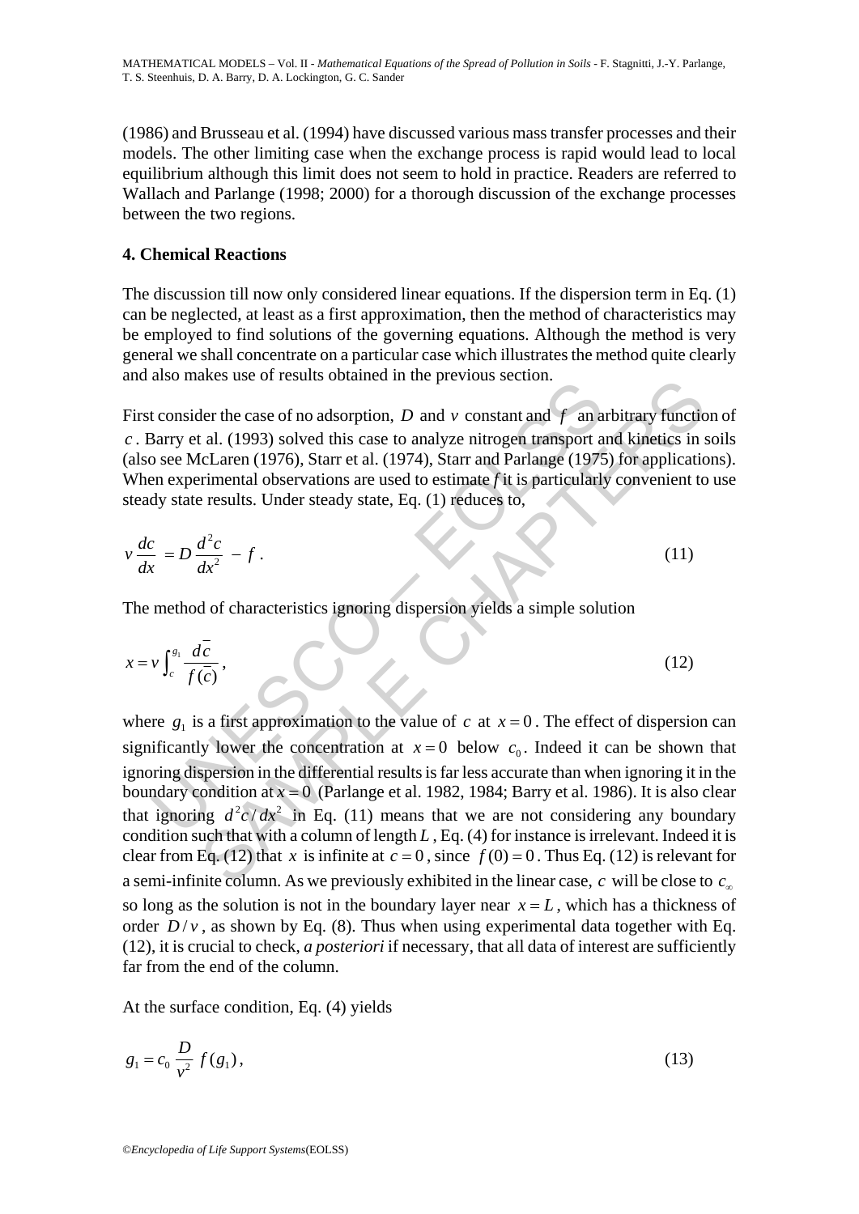(1986) and Brusseau et al. (1994) have discussed various mass transfer processes and their models. The other limiting case when the exchange process is rapid would lead to local equilibrium although this limit does not seem to hold in practice. Readers are referred to Wallach and Parlange (1998; 2000) for a thorough discussion of the exchange processes between the two regions.

## 4. Chemical Reactions

The discussion till now only considered linear equations. If the dispersion term in Eq. (1) can be neglected, at least as a first approximation, then the method of characteristics may be employed to find solutions of the governing equations. Although the method is very general we shall concentrate on a particular case which illustrates the method quite clearly and also makes use of results obtained in the previous section.

First consider the case of no adsorption, $D$ and $v$ constant and $f$ an arbitrary function of $c$. Barry et al. (1993) solved this case to analyze nitrogen transport and kinetics in soils (also see McLaren (1976), Starr et al. (1974), Starr and Parlange (1975) for applications). When experimental observations are used to estimate $f$ it is particularly convenient to use steady state results. Under steady state, Eq. (1) reduces to,

$$v\frac{dc}{dx} = D\frac{d^2c}{dx^2} - f\,. \tag{11}$$

The method of characteristics ignoring dispersion yields a simple solution

$$x = v\int_c^{g_1} \frac{d\bar{c}}{f(\bar{c})}\,, \tag{12}$$

where $g_1$ is a first approximation to the value of $c$ at $x = 0$. The effect of dispersion can significantly lower the concentration at $x = 0$ below $c_0$. Indeed it can be shown that ignoring dispersion in the differential results is far less accurate than when ignoring it in the boundary condition at $x = 0$ (Parlange et al. 1982, 1984; Barry et al. 1986). It is also clear that ignoring $d^2c/dx^2$ in Eq. (11) means that we are not considering any boundary condition such that with a column of length $L$, Eq. (4) for instance is irrelevant. Indeed it is clear from Eq. (12) that $x$ is infinite at $c = 0$, since $f(0) = 0$. Thus Eq. (12) is relevant for a semi-infinite column. As we previously exhibited in the linear case, $c$ will be close to $c_\infty$ so long as the solution is not in the boundary layer near $x = L$, which has a thickness of order $D/v$, as shown by Eq. (8). Thus when using experimental data together with Eq. (12), it is crucial to check, *a posteriori* if necessary, that all data of interest are sufficiently far from the end of the column.

At the surface condition, Eq. (4) yields

$$g_1 = c_0\,\frac{D}{v^2}\,f(g_1)\,, \tag{13}$$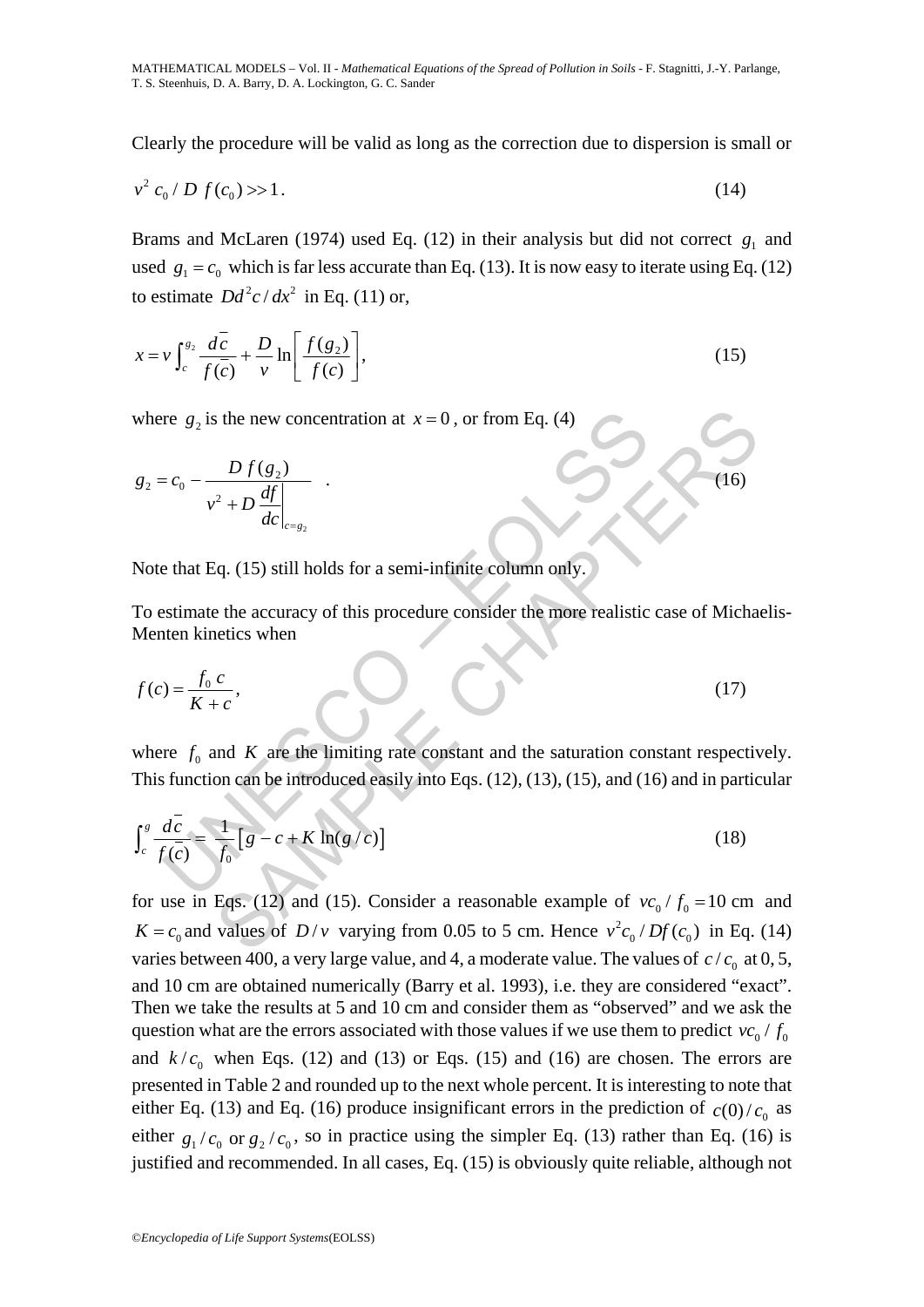Clearly the procedure will be valid as long as the correction due to dispersion is small or

$$v^2\, c_0 \,/\, D\, f(c_0) >> 1\,. \tag{14}$$

Brams and McLaren (1974) used Eq. (12) in their analysis but did not correct $g_1$ and used $g_1 = c_0$ which is far less accurate than Eq. (13). It is now easy to iterate using Eq. (12) to estimate $Dd^2c/dx^2$ in Eq. (11) or,

$$x = v\int_c^{g_2} \frac{d\bar{c}}{f(\bar{c})} + \frac{D}{v}\ln\left[\frac{f(g_2)}{f(c)}\right], \tag{15}$$

where $g_2$ is the new concentration at $x = 0$, or from Eq. (4)

$$g_2 = c_0 - \frac{D\, f(g_2)}{v^2 + D\left.\dfrac{df}{dc}\right|_{c=g_2}} \quad . \tag{16}$$

Note that Eq. (15) still holds for a semi-infinite column only.

To estimate the accuracy of this procedure consider the more realistic case of Michaelis-Menten kinetics when

$$f(c) = \frac{f_0\, c}{K + c}, \tag{17}$$

where $f_0$ and $K$ are the limiting rate constant and the saturation constant respectively. This function can be introduced easily into Eqs. (12), (13), (15), and (16) and in particular

$$\int_c^g \frac{d\bar{c}}{f(\bar{c})} = \frac{1}{f_0}\left[g - c + K\ln(g/c)\right] \tag{18}$$

for use in Eqs. (12) and (15). Consider a reasonable example of $vc_0 / f_0 = 10$ cm and $K = c_0$ and values of $D/v$ varying from 0.05 to 5 cm. Hence $v^2c_0 / Df(c_0)$ in Eq. (14) varies between 400, a very large value, and 4, a moderate value. The values of $c/c_0$ at 0, 5, and 10 cm are obtained numerically (Barry et al. 1993), i.e. they are considered "exact". Then we take the results at 5 and 10 cm and consider them as "observed" and we ask the question what are the errors associated with those values if we use them to predict $vc_0 / f_0$ and $k/c_0$ when Eqs. (12) and (13) or Eqs. (15) and (16) are chosen. The errors are presented in Table 2 and rounded up to the next whole percent. It is interesting to note that either Eq. (13) and Eq. (16) produce insignificant errors in the prediction of $c(0)/c_0$ as either $g_1/c_0$ or $g_2/c_0$, so in practice using the simpler Eq. (13) rather than Eq. (16) is justified and recommended. In all cases, Eq. (15) is obviously quite reliable, although not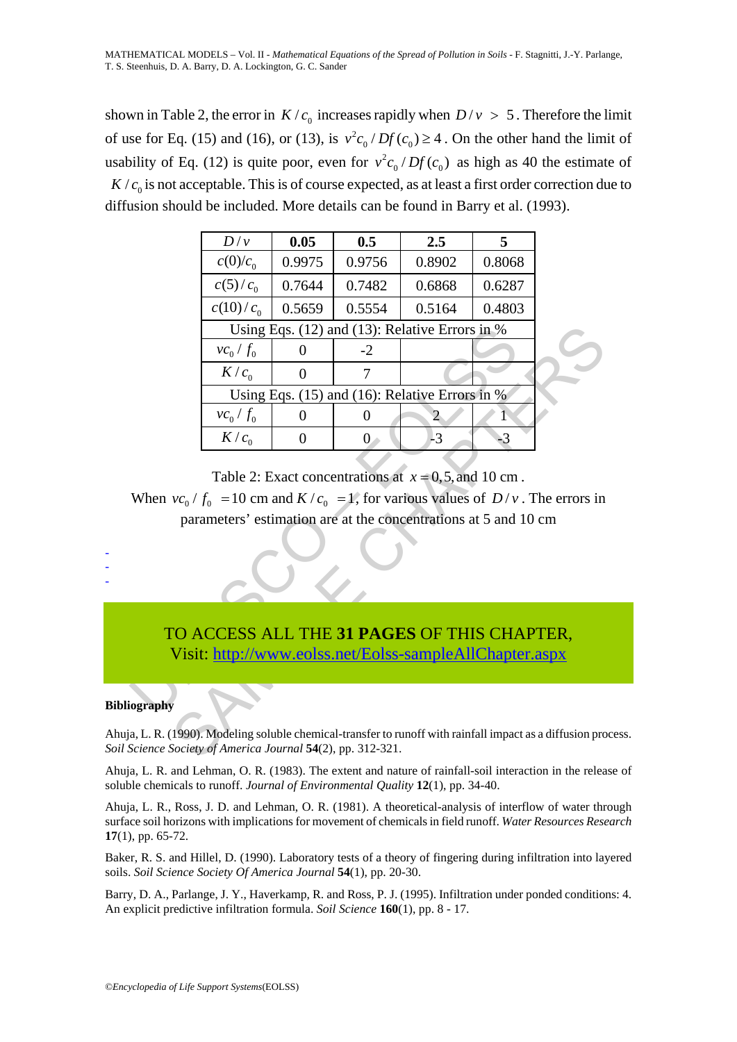shown in Table 2, the error in $K/c_0$ increases rapidly when $D/v > 5$. Therefore the limit of use for Eq. (15) and (16), or (13), is $v^2 c_0 / Df(c_0) \geq 4$. On the other hand the limit of usability of Eq. (12) is quite poor, even for $v^2 c_0 / Df(c_0)$ as high as 40 the estimate of $K/c_0$ is not acceptable. This is of course expected, as at least a first order correction due to diffusion should be included. More details can be found in Barry et al. (1993).

| $D/v$ | **0.05** | **0.5** | **2.5** | **5** |
|---|---|---|---|---|
| $c(0)/c_0$ | 0.9975 | 0.9756 | 0.8902 | 0.8068 |
| $c(5)/c_0$ | 0.7644 | 0.7482 | 0.6868 | 0.6287 |
| $c(10)/c_0$ | 0.5659 | 0.5554 | 0.5164 | 0.4803 |
| Using Eqs. (12) and (13): Relative Errors in % | | | | |
| $vc_0/f_0$ | 0 | -2 | | |
| $K/c_0$ | 0 | 7 | | |
| Using Eqs. (15) and (16): Relative Errors in % | | | | |
| $vc_0/f_0$ | 0 | 0 | 2 | 1 |
| $K/c_0$ | 0 | 0 | -3 | -3 |

Table 2: Exact concentrations at $x = 0, 5$, and 10 cm. When $vc_0/f_0 = 10$ cm and $K/c_0 = 1$, for various values of $D/v$. The errors in parameters' estimation are at the concentrations at 5 and 10 cm

-
-
-

TO ACCESS ALL THE **31 PAGES** OF THIS CHAPTER,
Visit: http://www.eolss.net/Eolss-sampleAllChapter.aspx

**Bibliography**

Ahuja, L. R. (1990). Modeling soluble chemical-transfer to runoff with rainfall impact as a diffusion process. *Soil Science Society of America Journal* **54**(2), pp. 312-321.

Ahuja, L. R. and Lehman, O. R. (1983). The extent and nature of rainfall-soil interaction in the release of soluble chemicals to runoff. *Journal of Environmental Quality* **12**(1), pp. 34-40.

Ahuja, L. R., Ross, J. D. and Lehman, O. R. (1981). A theoretical-analysis of interflow of water through surface soil horizons with implications for movement of chemicals in field runoff. *Water Resources Research* **17**(1), pp. 65-72.

Baker, R. S. and Hillel, D. (1990). Laboratory tests of a theory of fingering during infiltration into layered soils. *Soil Science Society Of America Journal* **54**(1), pp. 20-30.

Barry, D. A., Parlange, J. Y., Haverkamp, R. and Ross, P. J. (1995). Infiltration under ponded conditions: 4. An explicit predictive infiltration formula. *Soil Science* **160**(1), pp. 8 - 17.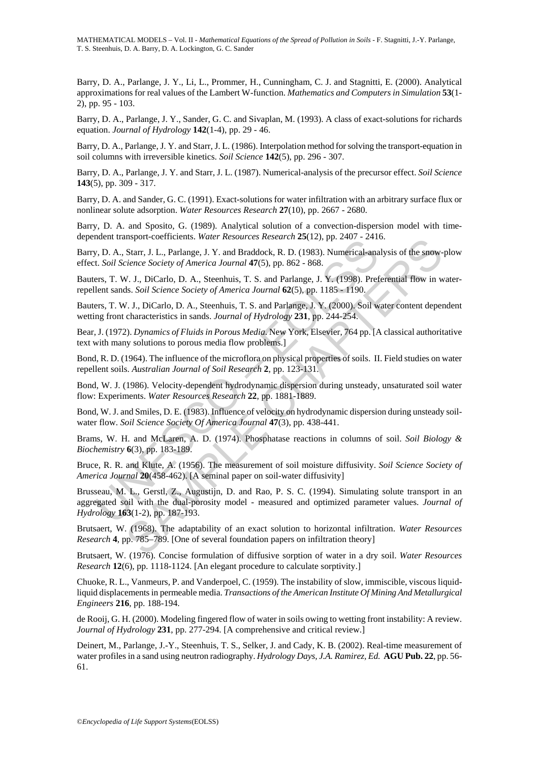Barry, D. A., Parlange, J. Y., Li, L., Prommer, H., Cunningham, C. J. and Stagnitti, E. (2000). Analytical approximations for real values of the Lambert W-function. *Mathematics and Computers in Simulation* **53**(1-2), pp. 95 - 103.

Barry, D. A., Parlange, J. Y., Sander, G. C. and Sivaplan, M. (1993). A class of exact-solutions for richards equation. *Journal of Hydrology* **142**(1-4), pp. 29 - 46.

Barry, D. A., Parlange, J. Y. and Starr, J. L. (1986). Interpolation method for solving the transport-equation in soil columns with irreversible kinetics. *Soil Science* **142**(5), pp. 296 - 307.

Barry, D. A., Parlange, J. Y. and Starr, J. L. (1987). Numerical-analysis of the precursor effect. *Soil Science* **143**(5), pp. 309 - 317.

Barry, D. A. and Sander, G. C. (1991). Exact-solutions for water infiltration with an arbitrary surface flux or nonlinear solute adsorption. *Water Resources Research* **27**(10), pp. 2667 - 2680.

Barry, D. A. and Sposito, G. (1989). Analytical solution of a convection-dispersion model with time-dependent transport-coefficients. *Water Resources Research* **25**(12), pp. 2407 - 2416.

Barry, D. A., Starr, J. L., Parlange, J. Y. and Braddock, R. D. (1983). Numerical-analysis of the snow-plow effect. *Soil Science Society of America Journal* **47**(5), pp. 862 - 868.

Bauters, T. W. J., DiCarlo, D. A., Steenhuis, T. S. and Parlange, J. Y. (1998). Preferential flow in water-repellent sands. *Soil Science Society of America Journal* **62**(5), pp. 1185 - 1190.

Bauters, T. W. J., DiCarlo, D. A., Steenhuis, T. S. and Parlange, J. Y. (2000). Soil water content dependent wetting front characteristics in sands. *Journal of Hydrology* **231**, pp. 244-254.

Bear, J. (1972). *Dynamics of Fluids in Porous Media*. New York, Elsevier, 764 pp. [A classical authoritative text with many solutions to porous media flow problems.]

Bond, R. D. (1964). The influence of the microflora on physical properties of soils. II. Field studies on water repellent soils. *Australian Journal of Soil Research* **2**, pp. 123-131.

Bond, W. J. (1986). Velocity-dependent hydrodynamic dispersion during unsteady, unsaturated soil water flow: Experiments. *Water Resources Research* **22**, pp. 1881-1889.

Bond, W. J. and Smiles, D. E. (1983). Influence of velocity on hydrodynamic dispersion during unsteady soil-water flow. *Soil Science Society Of America Journal* **47**(3), pp. 438-441.

Brams, W. H. and McLaren, A. D. (1974). Phosphatase reactions in columns of soil. *Soil Biology & Biochemistry* **6**(3), pp. 183-189.

Bruce, R. R. and Klute, A. (1956). The measurement of soil moisture diffusivity. *Soil Science Society of America Journal* **20**(458-462). [A seminal paper on soil-water diffusivity]

Brusseau, M. L., Gerstl, Z., Augustijn, D. and Rao, P. S. C. (1994). Simulating solute transport in an aggregated soil with the dual-porosity model - measured and optimized parameter values. *Journal of Hydrology* **163**(1-2), pp. 187-193.

Brutsaert, W. (1968). The adaptability of an exact solution to horizontal infiltration. *Water Resources Research* **4**, pp. 785–789. [One of several foundation papers on infiltration theory]

Brutsaert, W. (1976). Concise formulation of diffusive sorption of water in a dry soil. *Water Resources Research* **12**(6), pp. 1118-1124. [An elegant procedure to calculate sorptivity.]

Chuoke, R. L., Vanmeurs, P. and Vanderpoel, C. (1959). The instability of slow, immiscible, viscous liquid-liquid displacements in permeable media. *Transactions of the American Institute Of Mining And Metallurgical Engineers* **216**, pp. 188-194.

de Rooij, G. H. (2000). Modeling fingered flow of water in soils owing to wetting front instability: A review. *Journal of Hydrology* **231**, pp. 277-294. [A comprehensive and critical review.]

Deinert, M., Parlange, J.-Y., Steenhuis, T. S., Selker, J. and Cady, K. B. (2002). Real-time measurement of water profiles in a sand using neutron radiography. *Hydrology Days, J.A. Ramirez, Ed.* **AGU Pub. 22**, pp. 56-61.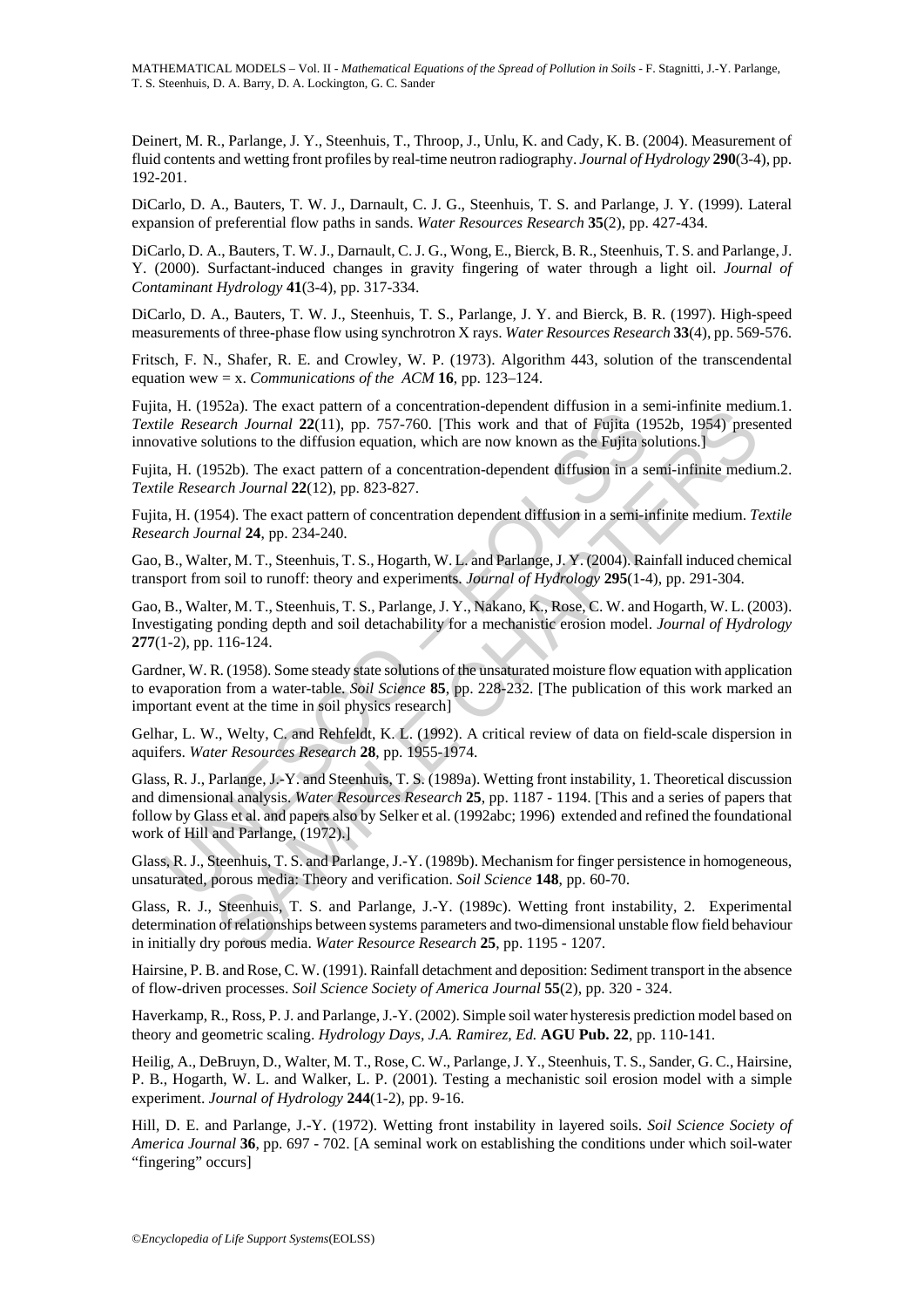Deinert, M. R., Parlange, J. Y., Steenhuis, T., Throop, J., Unlu, K. and Cady, K. B. (2004). Measurement of fluid contents and wetting front profiles by real-time neutron radiography. *Journal of Hydrology* **290**(3-4), pp. 192-201.

DiCarlo, D. A., Bauters, T. W. J., Darnault, C. J. G., Steenhuis, T. S. and Parlange, J. Y. (1999). Lateral expansion of preferential flow paths in sands. *Water Resources Research* **35**(2), pp. 427-434.

DiCarlo, D. A., Bauters, T. W. J., Darnault, C. J. G., Wong, E., Bierck, B. R., Steenhuis, T. S. and Parlange, J. Y. (2000). Surfactant-induced changes in gravity fingering of water through a light oil. *Journal of Contaminant Hydrology* **41**(3-4), pp. 317-334.

DiCarlo, D. A., Bauters, T. W. J., Steenhuis, T. S., Parlange, J. Y. and Bierck, B. R. (1997). High-speed measurements of three-phase flow using synchrotron X rays. *Water Resources Research* **33**(4), pp. 569-576.

Fritsch, F. N., Shafer, R. E. and Crowley, W. P. (1973). Algorithm 443, solution of the transcendental equation wew = x. *Communications of the ACM* **16**, pp. 123–124.

Fujita, H. (1952a). The exact pattern of a concentration-dependent diffusion in a semi-infinite medium.1. *Textile Research Journal* **22**(11), pp. 757-760. [This work and that of Fujita (1952b, 1954) presented innovative solutions to the diffusion equation, which are now known as the Fujita solutions.]

Fujita, H. (1952b). The exact pattern of a concentration-dependent diffusion in a semi-infinite medium.2. *Textile Research Journal* **22**(12), pp. 823-827.

Fujita, H. (1954). The exact pattern of concentration dependent diffusion in a semi-infinite medium. *Textile Research Journal* **24**, pp. 234-240.

Gao, B., Walter, M. T., Steenhuis, T. S., Hogarth, W. L. and Parlange, J. Y. (2004). Rainfall induced chemical transport from soil to runoff: theory and experiments. *Journal of Hydrology* **295**(1-4), pp. 291-304.

Gao, B., Walter, M. T., Steenhuis, T. S., Parlange, J. Y., Nakano, K., Rose, C. W. and Hogarth, W. L. (2003). Investigating ponding depth and soil detachability for a mechanistic erosion model. *Journal of Hydrology* **277**(1-2), pp. 116-124.

Gardner, W. R. (1958). Some steady state solutions of the unsaturated moisture flow equation with application to evaporation from a water-table. *Soil Science* **85**, pp. 228-232. [The publication of this work marked an important event at the time in soil physics research]

Gelhar, L. W., Welty, C. and Rehfeldt, K. L. (1992). A critical review of data on field-scale dispersion in aquifers. *Water Resources Research* **28**, pp. 1955-1974.

Glass, R. J., Parlange, J.-Y. and Steenhuis, T. S. (1989a). Wetting front instability, 1. Theoretical discussion and dimensional analysis. *Water Resources Research* **25**, pp. 1187 - 1194. [This and a series of papers that follow by Glass et al. and papers also by Selker et al. (1992abc; 1996) extended and refined the foundational work of Hill and Parlange, (1972).]

Glass, R. J., Steenhuis, T. S. and Parlange, J.-Y. (1989b). Mechanism for finger persistence in homogeneous, unsaturated, porous media: Theory and verification. *Soil Science* **148**, pp. 60-70.

Glass, R. J., Steenhuis, T. S. and Parlange, J.-Y. (1989c). Wetting front instability, 2. Experimental determination of relationships between systems parameters and two-dimensional unstable flow field behaviour in initially dry porous media. *Water Resource Research* **25**, pp. 1195 - 1207.

Hairsine, P. B. and Rose, C. W. (1991). Rainfall detachment and deposition: Sediment transport in the absence of flow-driven processes. *Soil Science Society of America Journal* **55**(2), pp. 320 - 324.

Haverkamp, R., Ross, P. J. and Parlange, J.-Y. (2002). Simple soil water hysteresis prediction model based on theory and geometric scaling. *Hydrology Days, J.A. Ramirez, Ed.* **AGU Pub. 22**, pp. 110-141.

Heilig, A., DeBruyn, D., Walter, M. T., Rose, C. W., Parlange, J. Y., Steenhuis, T. S., Sander, G. C., Hairsine, P. B., Hogarth, W. L. and Walker, L. P. (2001). Testing a mechanistic soil erosion model with a simple experiment. *Journal of Hydrology* **244**(1-2), pp. 9-16.

Hill, D. E. and Parlange, J.-Y. (1972). Wetting front instability in layered soils. *Soil Science Society of America Journal* **36**, pp. 697 - 702. [A seminal work on establishing the conditions under which soil-water "fingering" occurs]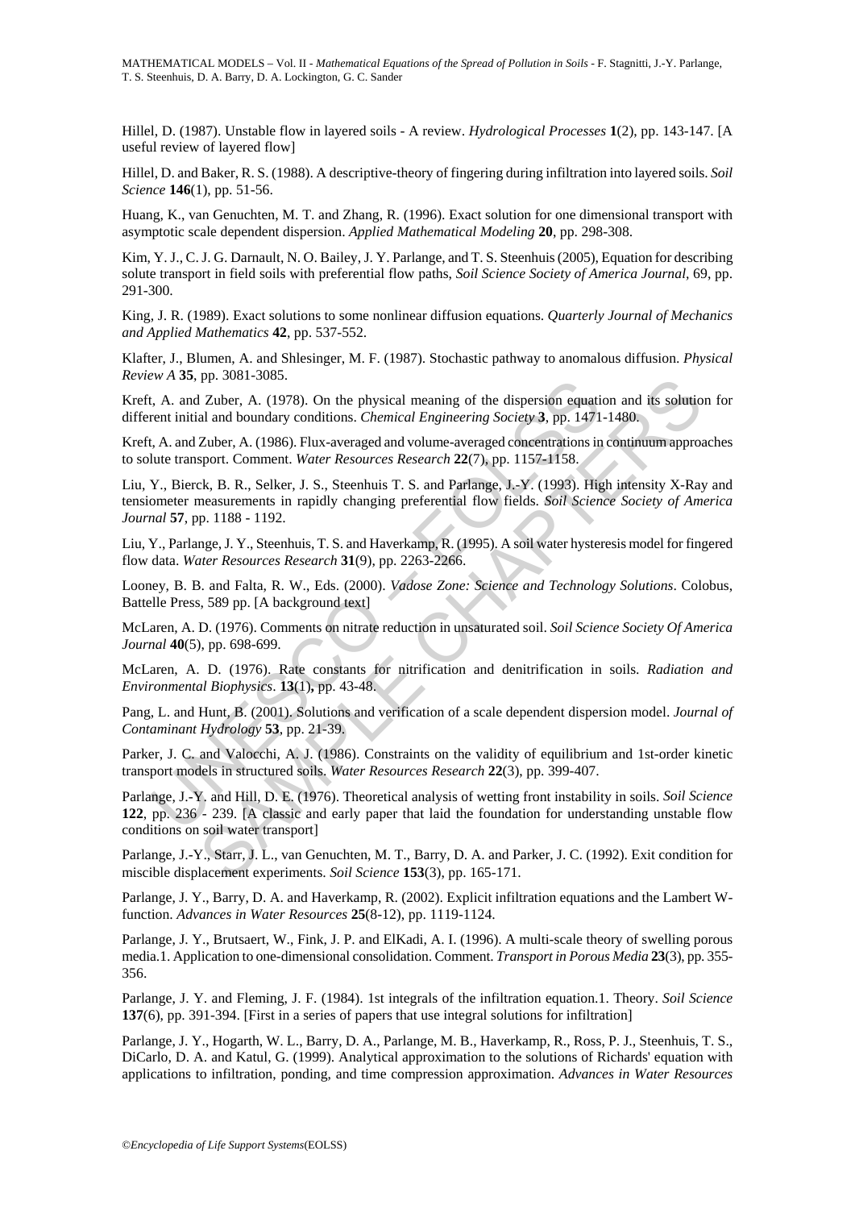Hillel, D. (1987). Unstable flow in layered soils - A review. *Hydrological Processes* **1**(2), pp. 143-147. [A useful review of layered flow]

Hillel, D. and Baker, R. S. (1988). A descriptive-theory of fingering during infiltration into layered soils. *Soil Science* **146**(1), pp. 51-56.

Huang, K., van Genuchten, M. T. and Zhang, R. (1996). Exact solution for one dimensional transport with asymptotic scale dependent dispersion. *Applied Mathematical Modeling* **20**, pp. 298-308.

Kim, Y. J., C. J. G. Darnault, N. O. Bailey, J. Y. Parlange, and T. S. Steenhuis (2005), Equation for describing solute transport in field soils with preferential flow paths, *Soil Science Society of America Journal*, 69, pp. 291-300.

King, J. R. (1989). Exact solutions to some nonlinear diffusion equations. *Quarterly Journal of Mechanics and Applied Mathematics* **42**, pp. 537-552.

Klafter, J., Blumen, A. and Shlesinger, M. F. (1987). Stochastic pathway to anomalous diffusion. *Physical Review A* **35**, pp. 3081-3085.

Kreft, A. and Zuber, A. (1978). On the physical meaning of the dispersion equation and its solution for different initial and boundary conditions. *Chemical Engineering Society* **3**, pp. 1471-1480.

Kreft, A. and Zuber, A. (1986). Flux-averaged and volume-averaged concentrations in continuum approaches to solute transport. Comment. *Water Resources Research* **22**(7), pp. 1157-1158.

Liu, Y., Bierck, B. R., Selker, J. S., Steenhuis T. S. and Parlange, J.-Y. (1993). High intensity X-Ray and tensiometer measurements in rapidly changing preferential flow fields. *Soil Science Society of America Journal* **57**, pp. 1188 - 1192.

Liu, Y., Parlange, J. Y., Steenhuis, T. S. and Haverkamp, R. (1995). A soil water hysteresis model for fingered flow data. *Water Resources Research* **31**(9), pp. 2263-2266.

Looney, B. B. and Falta, R. W., Eds. (2000). *Vadose Zone: Science and Technology Solutions*. Colobus, Battelle Press, 589 pp. [A background text]

McLaren, A. D. (1976). Comments on nitrate reduction in unsaturated soil. *Soil Science Society Of America Journal* **40**(5), pp. 698-699.

McLaren, A. D. (1976). Rate constants for nitrification and denitrification in soils. *Radiation and Environmental Biophysics*. **13**(1), pp. 43-48.

Pang, L. and Hunt, B. (2001). Solutions and verification of a scale dependent dispersion model. *Journal of Contaminant Hydrology* **53**, pp. 21-39.

Parker, J. C. and Valocchi, A. J. (1986). Constraints on the validity of equilibrium and 1st-order kinetic transport models in structured soils. *Water Resources Research* **22**(3), pp. 399-407.

Parlange, J.-Y. and Hill, D. E. (1976). Theoretical analysis of wetting front instability in soils. *Soil Science* **122**, pp. 236 - 239. [A classic and early paper that laid the foundation for understanding unstable flow conditions on soil water transport]

Parlange, J.-Y., Starr, J. L., van Genuchten, M. T., Barry, D. A. and Parker, J. C. (1992). Exit condition for miscible displacement experiments. *Soil Science* **153**(3), pp. 165-171.

Parlange, J. Y., Barry, D. A. and Haverkamp, R. (2002). Explicit infiltration equations and the Lambert W-function. *Advances in Water Resources* **25**(8-12), pp. 1119-1124.

Parlange, J. Y., Brutsaert, W., Fink, J. P. and ElKadi, A. I. (1996). A multi-scale theory of swelling porous media.1. Application to one-dimensional consolidation. Comment. *Transport in Porous Media* **23**(3), pp. 355-356.

Parlange, J. Y. and Fleming, J. F. (1984). 1st integrals of the infiltration equation.1. Theory. *Soil Science* **137**(6), pp. 391-394. [First in a series of papers that use integral solutions for infiltration]

Parlange, J. Y., Hogarth, W. L., Barry, D. A., Parlange, M. B., Haverkamp, R., Ross, P. J., Steenhuis, T. S., DiCarlo, D. A. and Katul, G. (1999). Analytical approximation to the solutions of Richards' equation with applications to infiltration, ponding, and time compression approximation. *Advances in Water Resources*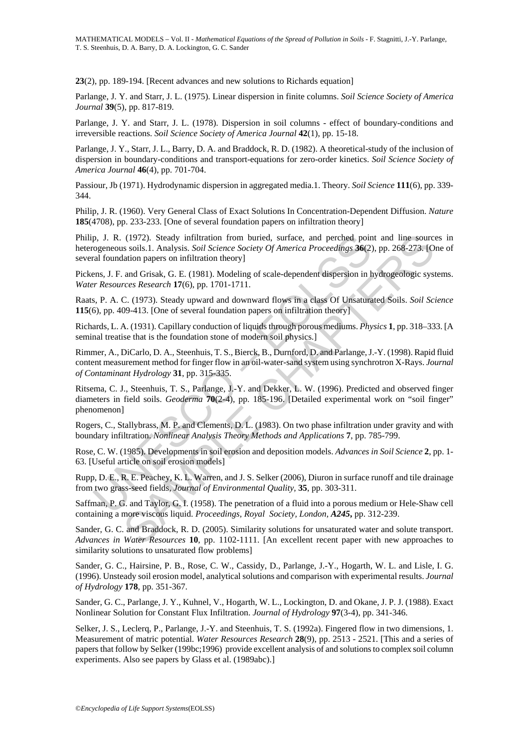**23**(2), pp. 189-194. [Recent advances and new solutions to Richards equation]

Parlange, J. Y. and Starr, J. L. (1975). Linear dispersion in finite columns. *Soil Science Society of America Journal* **39**(5), pp. 817-819.

Parlange, J. Y. and Starr, J. L. (1978). Dispersion in soil columns - effect of boundary-conditions and irreversible reactions. *Soil Science Society of America Journal* **42**(1), pp. 15-18.

Parlange, J. Y., Starr, J. L., Barry, D. A. and Braddock, R. D. (1982). A theoretical-study of the inclusion of dispersion in boundary-conditions and transport-equations for zero-order kinetics. *Soil Science Society of America Journal* **46**(4), pp. 701-704.

Passiour, Jb (1971). Hydrodynamic dispersion in aggregated media.1. Theory. *Soil Science* **111**(6), pp. 339-344.

Philip, J. R. (1960). Very General Class of Exact Solutions In Concentration-Dependent Diffusion. *Nature* **185**(4708), pp. 233-233. [One of several foundation papers on infiltration theory]

Philip, J. R. (1972). Steady infiltration from buried, surface, and perched point and line sources in heterogeneous soils.1. Analysis. *Soil Science Society Of America Proceedings* **36**(2), pp. 268-273. [One of several foundation papers on infiltration theory]

Pickens, J. F. and Grisak, G. E. (1981). Modeling of scale-dependent dispersion in hydrogeologic systems. *Water Resources Research* **17**(6), pp. 1701-1711.

Raats, P. A. C. (1973). Steady upward and downward flows in a class Of Unsaturated Soils. *Soil Science* **115**(6), pp. 409-413. [One of several foundation papers on infiltration theory]

Richards, L. A. (1931). Capillary conduction of liquids through porous mediums. *Physics* **1**, pp. 318–333. [A seminal treatise that is the foundation stone of modern soil physics.]

Rimmer, A., DiCarlo, D. A., Steenhuis, T. S., Bierck, B., Durnford, D. and Parlange, J.-Y. (1998). Rapid fluid content measurement method for finger flow in an oil-water-sand system using synchrotron X-Rays. *Journal of Contaminant Hydrology* **31**, pp. 315-335.

Ritsema, C. J., Steenhuis, T. S., Parlange, J.-Y. and Dekker, L. W. (1996). Predicted and observed finger diameters in field soils. *Geoderma* **70**(2-4), pp. 185-196. [Detailed experimental work on "soil finger" phenomenon]

Rogers, C., Stallybrass, M. P. and Clements, D. L. (1983). On two phase infiltration under gravity and with boundary infiltration. *Nonlinear Analysis Theory Methods and Applications* **7**, pp. 785-799.

Rose, C. W. (1985). Developments in soil erosion and deposition models. *Advances in Soil Science* **2**, pp. 1-63. [Useful article on soil erosion models]

Rupp, D. E., R. E. Peachey, K. L. Warren, and J. S. Selker (2006), Diuron in surface runoff and tile drainage from two grass-seed fields, *Journal of Environmental Quality*, **35**, pp. 303-311.

Saffman, P. G. and Taylor, G. I. (1958). The penetration of a fluid into a porous medium or Hele-Shaw cell containing a more viscous liquid. *Proceedings, Royal Society, London, A245***,** pp. 312-239.

Sander, G. C. and Braddock, R. D. (2005). Similarity solutions for unsaturated water and solute transport. *Advances in Water Resources* **10**, pp. 1102-1111. [An excellent recent paper with new approaches to similarity solutions to unsaturated flow problems]

Sander, G. C., Hairsine, P. B., Rose, C. W., Cassidy, D., Parlange, J.-Y., Hogarth, W. L. and Lisle, I. G. (1996). Unsteady soil erosion model, analytical solutions and comparison with experimental results. *Journal of Hydrology* **178**, pp. 351-367.

Sander, G. C., Parlange, J. Y., Kuhnel, V., Hogarth, W. L., Lockington, D. and Okane, J. P. J. (1988). Exact Nonlinear Solution for Constant Flux Infiltration. *Journal of Hydrology* **97**(3-4), pp. 341-346.

Selker, J. S., Leclerq, P., Parlange, J.-Y. and Steenhuis, T. S. (1992a). Fingered flow in two dimensions, 1. Measurement of matric potential. *Water Resources Research* **28**(9), pp. 2513 - 2521. [This and a series of papers that follow by Selker (199bc;1996) provide excellent analysis of and solutions to complex soil column experiments. Also see papers by Glass et al. (1989abc).]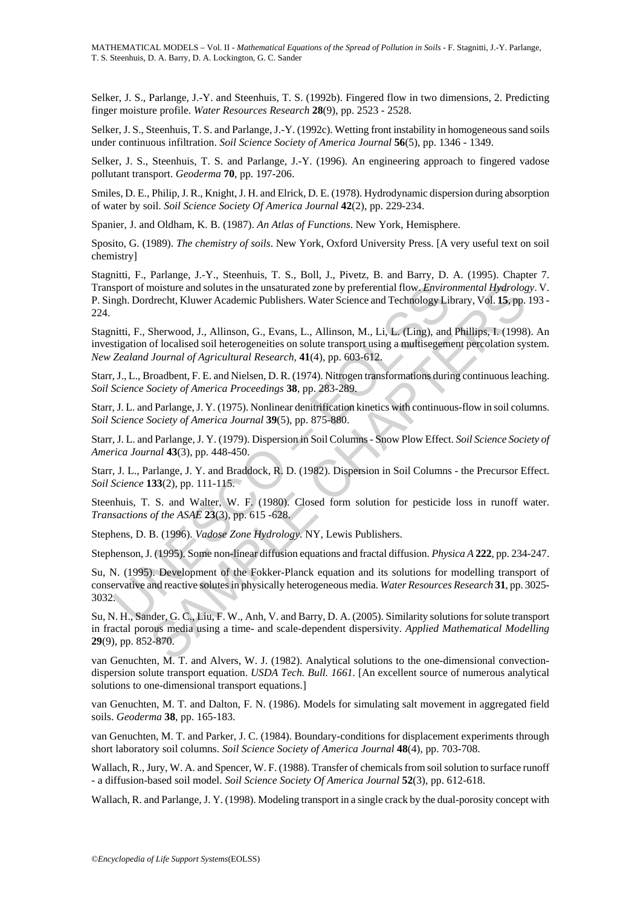Selker, J. S., Parlange, J.-Y. and Steenhuis, T. S. (1992b). Fingered flow in two dimensions, 2. Predicting finger moisture profile. *Water Resources Research* **28**(9), pp. 2523 - 2528.

Selker, J. S., Steenhuis, T. S. and Parlange, J.-Y. (1992c). Wetting front instability in homogeneous sand soils under continuous infiltration. *Soil Science Society of America Journal* **56**(5), pp. 1346 - 1349.

Selker, J. S., Steenhuis, T. S. and Parlange, J.-Y. (1996). An engineering approach to fingered vadose pollutant transport. *Geoderma* **70**, pp. 197-206.

Smiles, D. E., Philip, J. R., Knight, J. H. and Elrick, D. E. (1978). Hydrodynamic dispersion during absorption of water by soil. *Soil Science Society Of America Journal* **42**(2), pp. 229-234.

Spanier, J. and Oldham, K. B. (1987). *An Atlas of Functions*. New York, Hemisphere.

Sposito, G. (1989). *The chemistry of soils*. New York, Oxford University Press. [A very useful text on soil chemistry]

Stagnitti, F., Parlange, J.-Y., Steenhuis, T. S., Boll, J., Pivetz, B. and Barry, D. A. (1995). Chapter 7. Transport of moisture and solutes in the unsaturated zone by preferential flow. *Environmental Hydrology*. V. P. Singh. Dordrecht, Kluwer Academic Publishers. Water Science and Technology Library, Vol. **15**, pp. 193 - 224.

Stagnitti, F., Sherwood, J., Allinson, G., Evans, L., Allinson, M., Li, L. (Ling), and Phillips, I. (1998). An investigation of localised soil heterogeneities on solute transport using a multisegement percolation system. *New Zealand Journal of Agricultural Research*, **41**(4), pp. 603-612.

Starr, J., L., Broadbent, F. E. and Nielsen, D. R. (1974). Nitrogen transformations during continuous leaching. *Soil Science Society of America Proceedings* **38**, pp. 283-289.

Starr, J. L. and Parlange, J. Y. (1975). Nonlinear denitrification kinetics with continuous-flow in soil columns. *Soil Science Society of America Journal* **39**(5), pp. 875-880.

Starr, J. L. and Parlange, J. Y. (1979). Dispersion in Soil Columns - Snow Plow Effect. *Soil Science Society of America Journal* **43**(3), pp. 448-450.

Starr, J. L., Parlange, J. Y. and Braddock, R. D. (1982). Dispersion in Soil Columns - the Precursor Effect. *Soil Science* **133**(2), pp. 111-115.

Steenhuis, T. S. and Walter, W. F. (1980). Closed form solution for pesticide loss in runoff water. *Transactions of the ASAE* **23**(3), pp. 615 -628.

Stephens, D. B. (1996). *Vadose Zone Hydrology*. NY, Lewis Publishers.

Stephenson, J. (1995). Some non-linear diffusion equations and fractal diffusion. *Physica A* **222**, pp. 234-247.

Su, N. (1995). Development of the Fokker-Planck equation and its solutions for modelling transport of conservative and reactive solutes in physically heterogeneous media. *Water Resources Research* **31**, pp. 3025-3032.

Su, N. H., Sander, G. C., Liu, F. W., Anh, V. and Barry, D. A. (2005). Similarity solutions for solute transport in fractal porous media using a time- and scale-dependent dispersivity. *Applied Mathematical Modelling* **29**(9), pp. 852-870.

van Genuchten, M. T. and Alvers, W. J. (1982). Analytical solutions to the one-dimensional convection-dispersion solute transport equation. *USDA Tech. Bull. 1661*. [An excellent source of numerous analytical solutions to one-dimensional transport equations.]

van Genuchten, M. T. and Dalton, F. N. (1986). Models for simulating salt movement in aggregated field soils. *Geoderma* **38**, pp. 165-183.

van Genuchten, M. T. and Parker, J. C. (1984). Boundary-conditions for displacement experiments through short laboratory soil columns. *Soil Science Society of America Journal* **48**(4), pp. 703-708.

Wallach, R., Jury, W. A. and Spencer, W. F. (1988). Transfer of chemicals from soil solution to surface runoff - a diffusion-based soil model. *Soil Science Society Of America Journal* **52**(3), pp. 612-618.

Wallach, R. and Parlange, J. Y. (1998). Modeling transport in a single crack by the dual-porosity concept with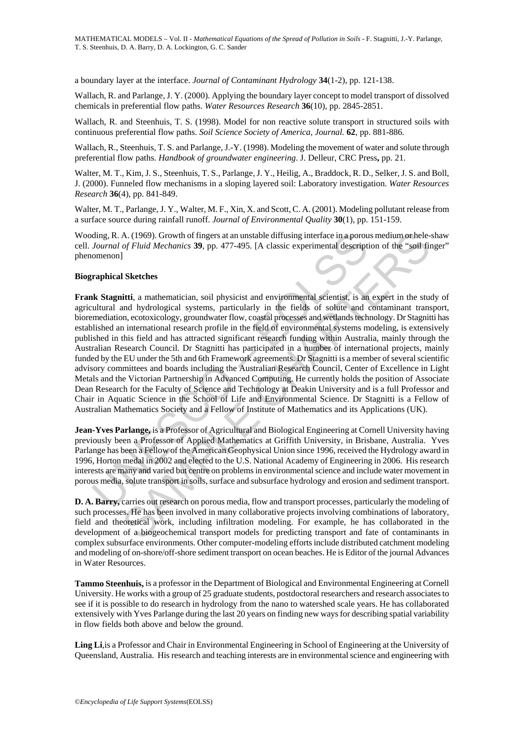a boundary layer at the interface. *Journal of Contaminant Hydrology* **34**(1-2), pp. 121-138.

Wallach, R. and Parlange, J. Y. (2000). Applying the boundary layer concept to model transport of dissolved chemicals in preferential flow paths. *Water Resources Research* **36**(10), pp. 2845-2851.

Wallach, R. and Steenhuis, T. S. (1998). Model for non reactive solute transport in structured soils with continuous preferential flow paths. *Soil Science Society of America, Journal.* **62**, pp. 881-886.

Wallach, R., Steenhuis, T. S. and Parlange, J.-Y. (1998). Modeling the movement of water and solute through preferential flow paths. *Handbook of groundwater engineering*. J. Delleur, CRC Press**,** pp. 21.

Walter, M. T., Kim, J. S., Steenhuis, T. S., Parlange, J. Y., Heilig, A., Braddock, R. D., Selker, J. S. and Boll, J. (2000). Funneled flow mechanisms in a sloping layered soil: Laboratory investigation. *Water Resources Research* **36**(4), pp. 841-849.

Walter, M. T., Parlange, J. Y., Walter, M. F., Xin, X. and Scott, C. A. (2001). Modeling pollutant release from a surface source during rainfall runoff. *Journal of Environmental Quality* **30**(1), pp. 151-159.

Wooding, R. A. (1969). Growth of fingers at an unstable diffusing interface in a porous medium or hele-shaw cell. *Journal of Fluid Mechanics* **39**, pp. 477-495. [A classic experimental description of the "soil finger" phenomenon]

**Biographical Sketches**

**Frank Stagnitti**, a mathematician, soil physicist and environmental scientist, is an expert in the study of agricultural and hydrological systems, particularly in the fields of solute and contaminant transport, bioremediation, ecotoxicology, groundwater flow, coastal processes and wetlands technology. Dr Stagnitti has established an international research profile in the field of environmental systems modeling, is extensively published in this field and has attracted significant research funding within Australia, mainly through the Australian Research Council. Dr Stagnitti has participated in a number of international projects, mainly funded by the EU under the 5th and 6th Framework agreements. Dr Stagnitti is a member of several scientific advisory committees and boards including the Australian Research Council, Center of Excellence in Light Metals and the Victorian Partnership in Advanced Computing. He currently holds the position of Associate Dean Research for the Faculty of Science and Technology at Deakin University and is a full Professor and Chair in Aquatic Science in the School of Life and Environmental Science. Dr Stagnitti is a Fellow of Australian Mathematics Society and a Fellow of Institute of Mathematics and its Applications (UK).

**Jean-Yves Parlange,** is a Professor of Agricultural and Biological Engineering at Cornell University having previously been a Professor of Applied Mathematics at Griffith University, in Brisbane, Australia. Yves Parlange has been a Fellow of the American Geophysical Union since 1996, received the Hydrology award in 1996, Horton medal in 2002 and elected to the U.S. National Academy of Engineering in 2006. His research interests are many and varied but centre on problems in environmental science and include water movement in porous media, solute transport in soils, surface and subsurface hydrology and erosion and sediment transport.

**D. A. Barry,** carries out research on porous media, flow and transport processes, particularly the modeling of such processes. He has been involved in many collaborative projects involving combinations of laboratory, field and theoretical work, including infiltration modeling. For example, he has collaborated in the development of a biogeochemical transport models for predicting transport and fate of contaminants in complex subsurface environments. Other computer-modeling efforts include distributed catchment modeling and modeling of on-shore/off-shore sediment transport on ocean beaches. He is Editor of the journal Advances in Water Resources.

**Tammo Steenhuis,** is a professor in the Department of Biological and Environmental Engineering at Cornell University. He works with a group of 25 graduate students, postdoctoral researchers and research associates to see if it is possible to do research in hydrology from the nano to watershed scale years. He has collaborated extensively with Yves Parlange during the last 20 years on finding new ways for describing spatial variability in flow fields both above and below the ground.

**Ling Li**,is a Professor and Chair in Environmental Engineering in School of Engineering at the University of Queensland, Australia. His research and teaching interests are in environmental science and engineering with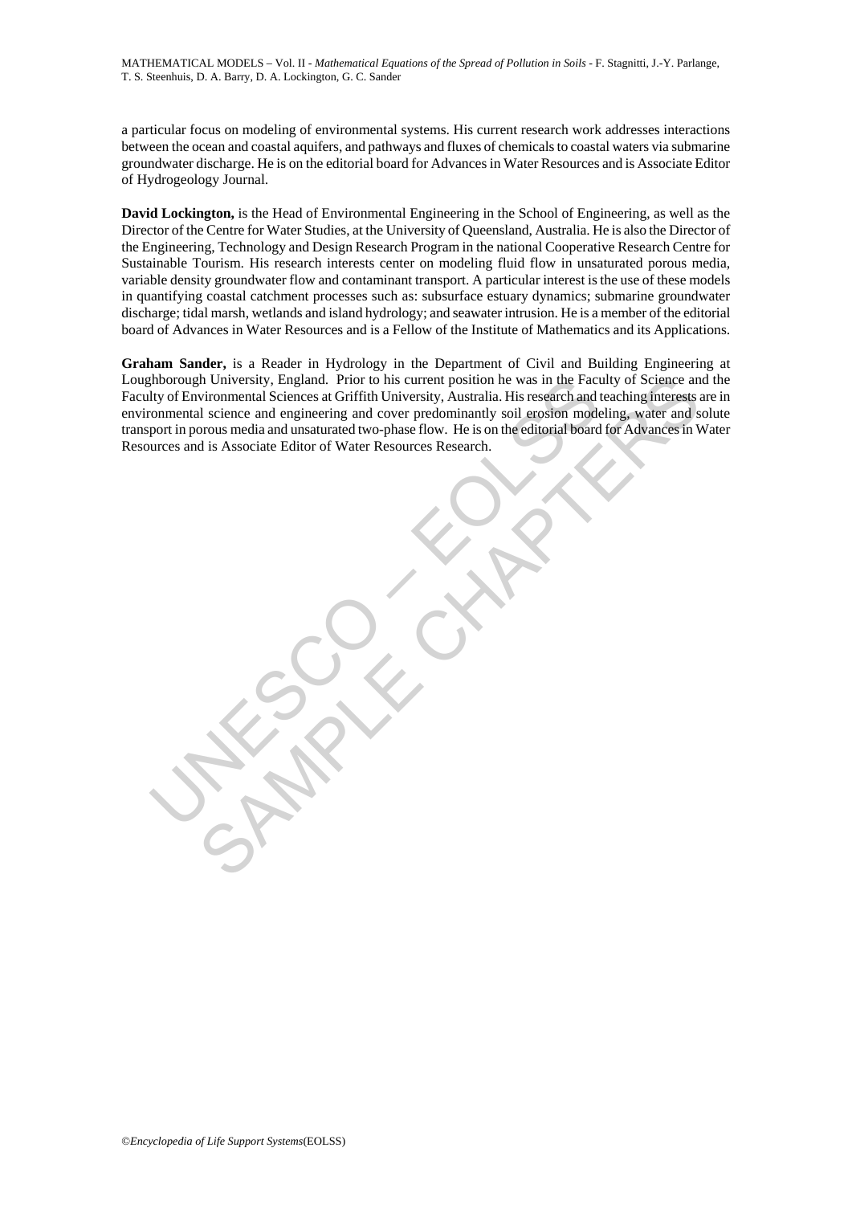a particular focus on modeling of environmental systems. His current research work addresses interactions between the ocean and coastal aquifers, and pathways and fluxes of chemicals to coastal waters via submarine groundwater discharge. He is on the editorial board for Advances in Water Resources and is Associate Editor of Hydrogeology Journal.

**David Lockington,** is the Head of Environmental Engineering in the School of Engineering, as well as the Director of the Centre for Water Studies, at the University of Queensland, Australia. He is also the Director of the Engineering, Technology and Design Research Program in the national Cooperative Research Centre for Sustainable Tourism. His research interests center on modeling fluid flow in unsaturated porous media, variable density groundwater flow and contaminant transport. A particular interest is the use of these models in quantifying coastal catchment processes such as: subsurface estuary dynamics; submarine groundwater discharge; tidal marsh, wetlands and island hydrology; and seawater intrusion. He is a member of the editorial board of Advances in Water Resources and is a Fellow of the Institute of Mathematics and its Applications.

**Graham Sander,** is a Reader in Hydrology in the Department of Civil and Building Engineering at Loughborough University, England. Prior to his current position he was in the Faculty of Science and the Faculty of Environmental Sciences at Griffith University, Australia. His research and teaching interests are in environmental science and engineering and cover predominantly soil erosion modeling, water and solute transport in porous media and unsaturated two-phase flow. He is on the editorial board for Advances in Water Resources and is Associate Editor of Water Resources Research.